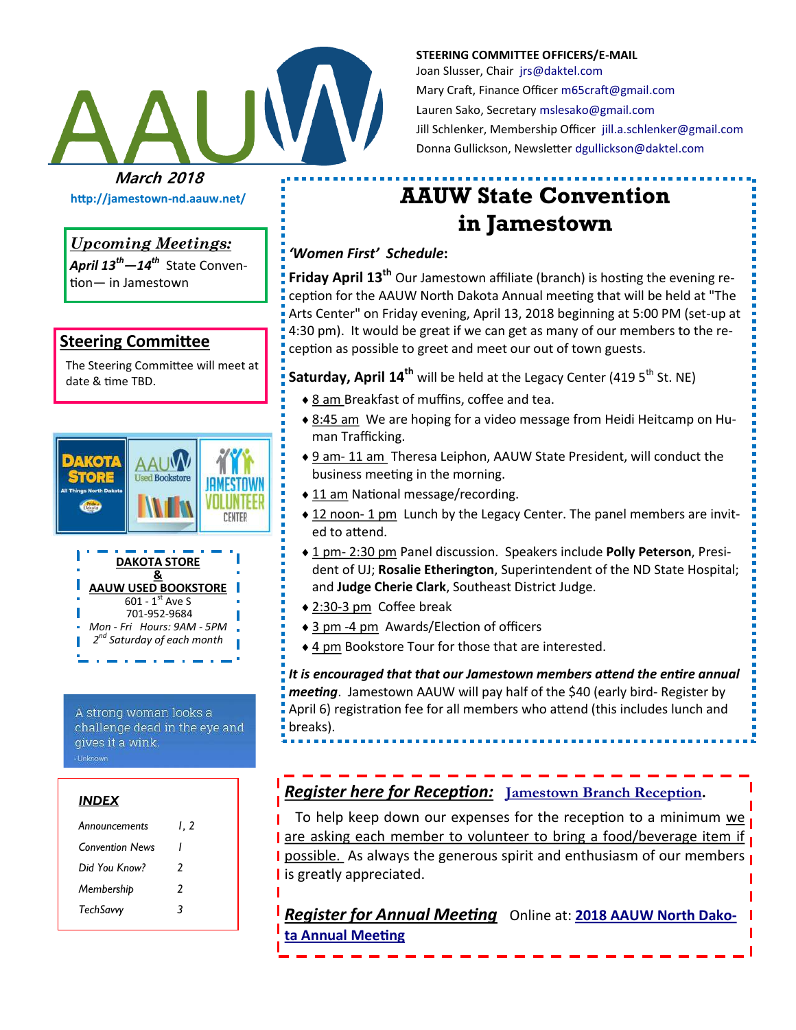# AAUW

**March 2018**

http://jamestown-nd.aauw.net/

**STEERING COMMITTEE OFFICERS/E-MAIL**

Joan Slusser, Chair jrs@daktel.com

Mary Craft, Finance Officer m65craft@gmail.com

Lauren Sako, Secretary mslesako@gmail.com

Jill Schlenker, Membership Officer jill.a.schlenker@gmail.com

Donna Gullickson, Newsletter dgullickson@daktel.com

## *Upcoming Meetings:*

***April 13th—14th*** State Convention— in Jamestown

## Steering Committee

The Steering Committee will meet at date & time TBD.

**DAKOTA STORE & AAUW USED BOOKSTORE**

601 - 1st Ave S

701-952-9684

*Mon - Fri Hours: 9AM - 5PM*

*2nd Saturday of each month*

A strong woman looks a challenge dead in the eye and gives it a wink.

- Unknown

### *INDEX*

| | |
|---|---|
| *Announcements* | *1, 2* |
| *Convention News* | *1* |
| *Did You Know?* | *2* |
| *Membership* | *2* |
| *TechSavvy* | *3* |

# AAUW State Convention in Jamestown

***'Women First' Schedule*:**

**Friday April 13th** Our Jamestown affiliate (branch) is hosting the evening reception for the AAUW North Dakota Annual meeting that will be held at "The Arts Center" on Friday evening, April 13, 2018 beginning at 5:00 PM (set-up at 4:30 pm). It would be great if we can get as many of our members to the reception as possible to greet and meet our out of town guests.

**Saturday, April 14th** will be held at the Legacy Center (419 5th St. NE)

- 8 am Breakfast of muffins, coffee and tea.
- 8:45 am We are hoping for a video message from Heidi Heitcamp on Human Trafficking.
- 9 am- 11 am Theresa Leiphon, AAUW State President, will conduct the business meeting in the morning.
- 11 am National message/recording.
- 12 noon- 1 pm Lunch by the Legacy Center. The panel members are invited to attend.
- 1 pm- 2:30 pm Panel discussion. Speakers include **Polly Peterson**, President of UJ; **Rosalie Etherington**, Superintendent of the ND State Hospital; and **Judge Cherie Clark**, Southeast District Judge.
- 2:30-3 pm Coffee break
- 3 pm -4 pm Awards/Election of officers
- 4 pm Bookstore Tour for those that are interested.

***It is encouraged that that our Jamestown members attend the entire annual meeting***. Jamestown AAUW will pay half of the $40 (early bird- Register by April 6) registration fee for all members who attend (this includes lunch and breaks).

***Register here for Reception:*** **Jamestown Branch Reception.**

To help keep down our expenses for the reception to a minimum we are asking each member to volunteer to bring a food/beverage item if possible. As always the generous spirit and enthusiasm of our members is greatly appreciated.

***Register for Annual Meeting*** Online at: **2018 AAUW North Dakota Annual Meeting**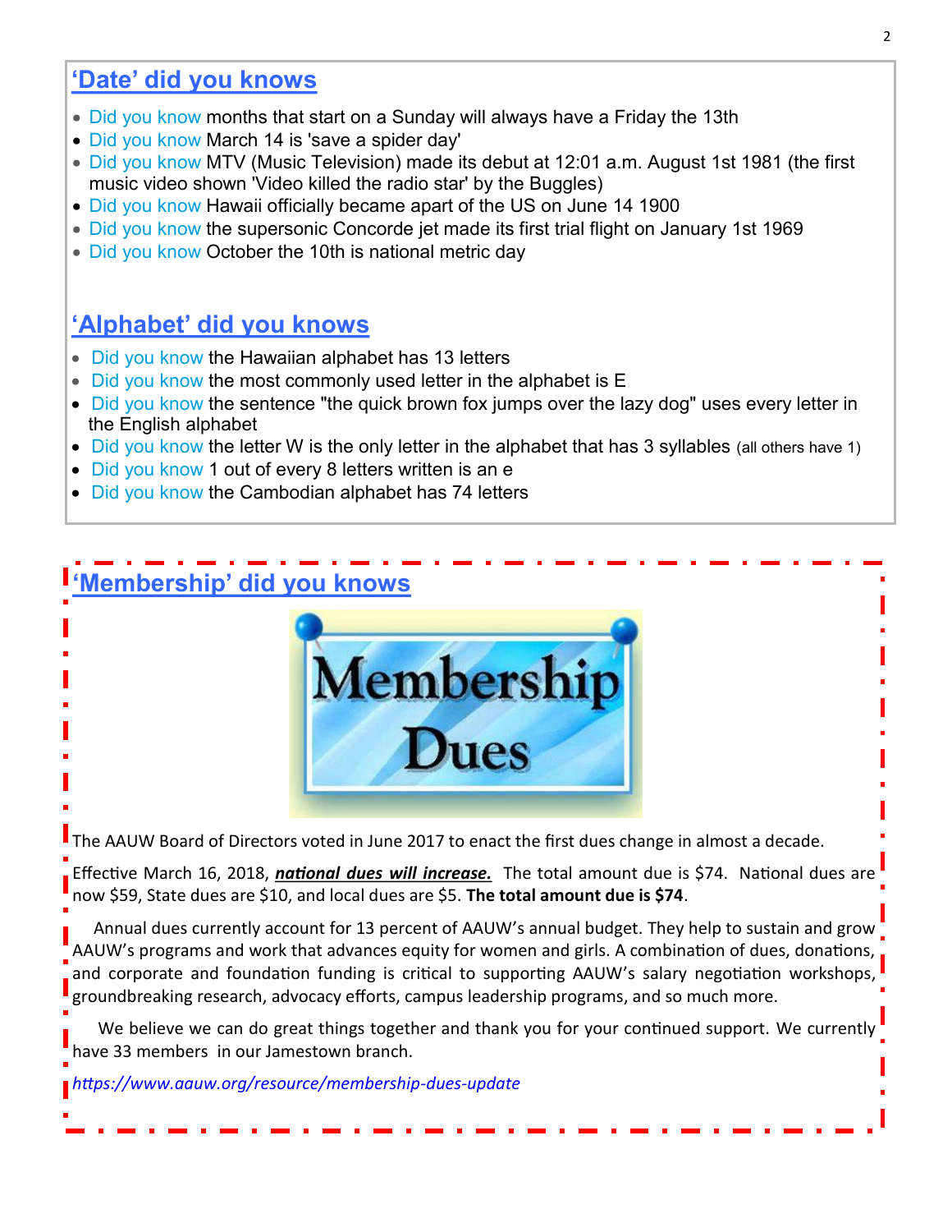## ‘Date’ did you knows

- Did you know months that start on a Sunday will always have a Friday the 13th
- Did you know March 14 is 'save a spider day'
- Did you know MTV (Music Television) made its debut at 12:01 a.m. August 1st 1981 (the first music video shown 'Video killed the radio star' by the Buggles)
- Did you know Hawaii officially became apart of the US on June 14 1900
- Did you know the supersonic Concorde jet made its first trial flight on January 1st 1969
- Did you know October the 10th is national metric day

## ‘Alphabet’ did you knows

- Did you know the Hawaiian alphabet has 13 letters
- Did you know the most commonly used letter in the alphabet is E
- Did you know the sentence "the quick brown fox jumps over the lazy dog" uses every letter in the English alphabet
- Did you know the letter W is the only letter in the alphabet that has 3 syllables (all others have 1)
- Did you know 1 out of every 8 letters written is an e
- Did you know the Cambodian alphabet has 74 letters

## ‘Membership’ did you knows

Membership Dues

The AAUW Board of Directors voted in June 2017 to enact the first dues change in almost a decade.

Effective March 16, 2018, ***national dues will increase.*** The total amount due is $74. National dues are now $59, State dues are $10, and local dues are $5. **The total amount due is $74**.

Annual dues currently account for 13 percent of AAUW’s annual budget. They help to sustain and grow AAUW’s programs and work that advances equity for women and girls. A combination of dues, donations, and corporate and foundation funding is critical to supporting AAUW’s salary negotiation workshops, groundbreaking research, advocacy efforts, campus leadership programs, and so much more.

We believe we can do great things together and thank you for your continued support. We currently have 33 members in our Jamestown branch.

*https://www.aauw.org/resource/membership-dues-update*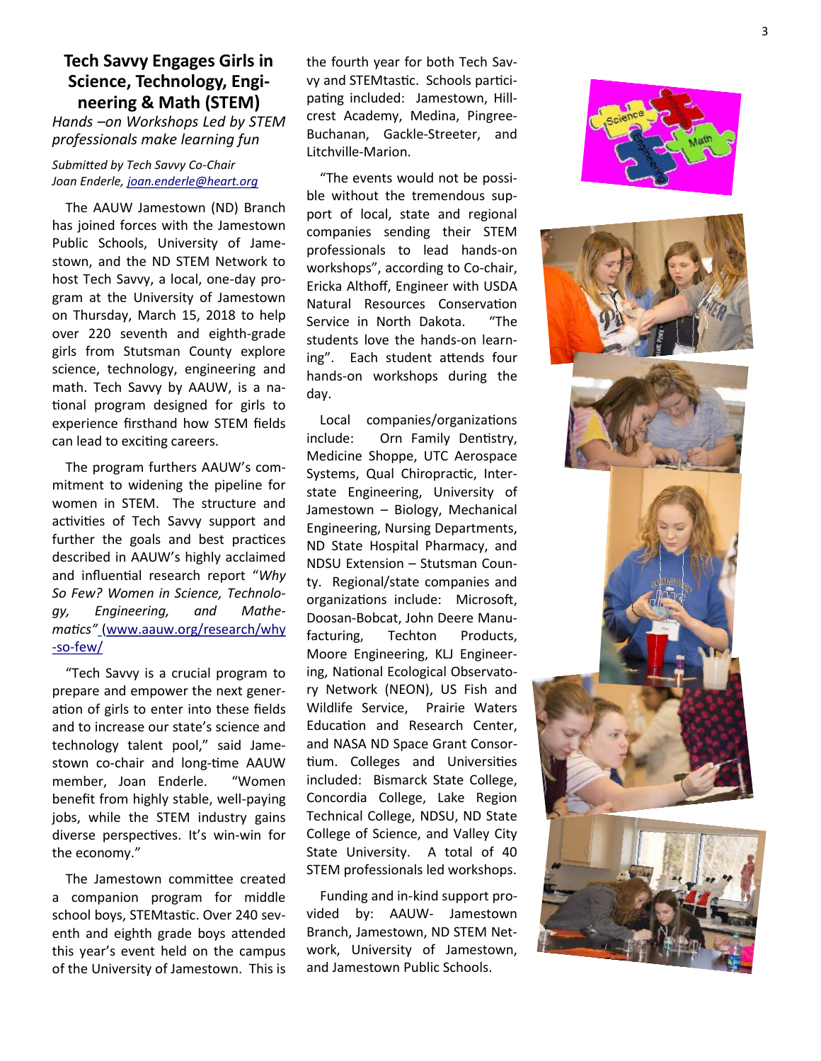## Tech Savvy Engages Girls in Science, Technology, Engineering & Math (STEM)

*Hands –on Workshops Led by STEM professionals make learning fun*

*Submitted by Tech Savvy Co-Chair Joan Enderle, joan.enderle@heart.org*

The AAUW Jamestown (ND) Branch has joined forces with the Jamestown Public Schools, University of Jamestown, and the ND STEM Network to host Tech Savvy, a local, one-day program at the University of Jamestown on Thursday, March 15, 2018 to help over 220 seventh and eighth-grade girls from Stutsman County explore science, technology, engineering and math. Tech Savvy by AAUW, is a national program designed for girls to experience firsthand how STEM fields can lead to exciting careers.

The program furthers AAUW's commitment to widening the pipeline for women in STEM. The structure and activities of Tech Savvy support and further the goals and best practices described in AAUW's highly acclaimed and influential research report "*Why So Few? Women in Science, Technology, Engineering, and Mathematics"* (www.aauw.org/research/why-so-few/

"Tech Savvy is a crucial program to prepare and empower the next generation of girls to enter into these fields and to increase our state's science and technology talent pool," said Jamestown co-chair and long-time AAUW member, Joan Enderle. "Women benefit from highly stable, well-paying jobs, while the STEM industry gains diverse perspectives. It's win-win for the economy."

The Jamestown committee created a companion program for middle school boys, STEMtastic. Over 240 seventh and eighth grade boys attended this year's event held on the campus of the University of Jamestown. This is the fourth year for both Tech Savvy and STEMtastic. Schools participating included: Jamestown, Hillcrest Academy, Medina, Pingree-Buchanan, Gackle-Streeter, and Litchville-Marion.

"The events would not be possible without the tremendous support of local, state and regional companies sending their STEM professionals to lead hands-on workshops", according to Co-chair, Ericka Althoff, Engineer with USDA Natural Resources Conservation Service in North Dakota. "The students love the hands-on learning". Each student attends four hands-on workshops during the day.

Local companies/organizations include: Orn Family Dentistry, Medicine Shoppe, UTC Aerospace Systems, Qual Chiropractic, Interstate Engineering, University of Jamestown – Biology, Mechanical Engineering, Nursing Departments, ND State Hospital Pharmacy, and NDSU Extension – Stutsman County. Regional/state companies and organizations include: Microsoft, Doosan-Bobcat, John Deere Manufacturing, Techton Products, Moore Engineering, KLJ Engineering, National Ecological Observatory Network (NEON), US Fish and Wildlife Service, Prairie Waters Education and Research Center, and NASA ND Space Grant Consortium. Colleges and Universities included: Bismarck State College, Concordia College, Lake Region Technical College, NDSU, ND State College of Science, and Valley City State University. A total of 40 STEM professionals led workshops.

Funding and in-kind support provided by: AAUW- Jamestown Branch, Jamestown, ND STEM Network, University of Jamestown, and Jamestown Public Schools.